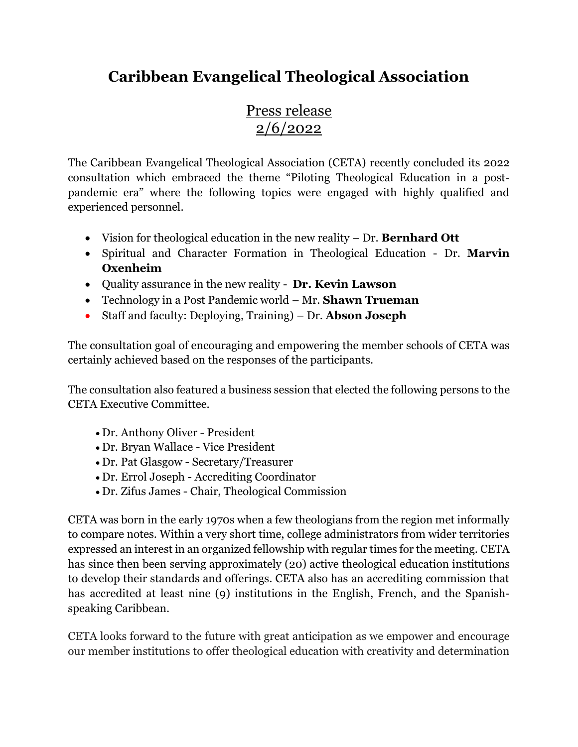# Caribbean Evangelical Theological Association

## Press release
## 2/6/2022

The Caribbean Evangelical Theological Association (CETA) recently concluded its 2022 consultation which embraced the theme "Piloting Theological Education in a post-pandemic era" where the following topics were engaged with highly qualified and experienced personnel.

- Vision for theological education in the new reality – Dr. **Bernhard Ott**
- Spiritual and Character Formation in Theological Education - Dr. **Marvin Oxenheim**
- Quality assurance in the new reality - **Dr. Kevin Lawson**
- Technology in a Post Pandemic world – Mr. **Shawn Trueman**
- Staff and faculty: Deploying, Training) – Dr. **Abson Joseph**

The consultation goal of encouraging and empowering the member schools of CETA was certainly achieved based on the responses of the participants.

The consultation also featured a business session that elected the following persons to the CETA Executive Committee.

- Dr. Anthony Oliver - President
- Dr. Bryan Wallace - Vice President
- Dr. Pat Glasgow - Secretary/Treasurer
- Dr. Errol Joseph - Accrediting Coordinator
- Dr. Zifus James - Chair, Theological Commission

CETA was born in the early 1970s when a few theologians from the region met informally to compare notes. Within a very short time, college administrators from wider territories expressed an interest in an organized fellowship with regular times for the meeting. CETA has since then been serving approximately (20) active theological education institutions to develop their standards and offerings. CETA also has an accrediting commission that has accredited at least nine (9) institutions in the English, French, and the Spanish-speaking Caribbean.

CETA looks forward to the future with great anticipation as we empower and encourage our member institutions to offer theological education with creativity and determination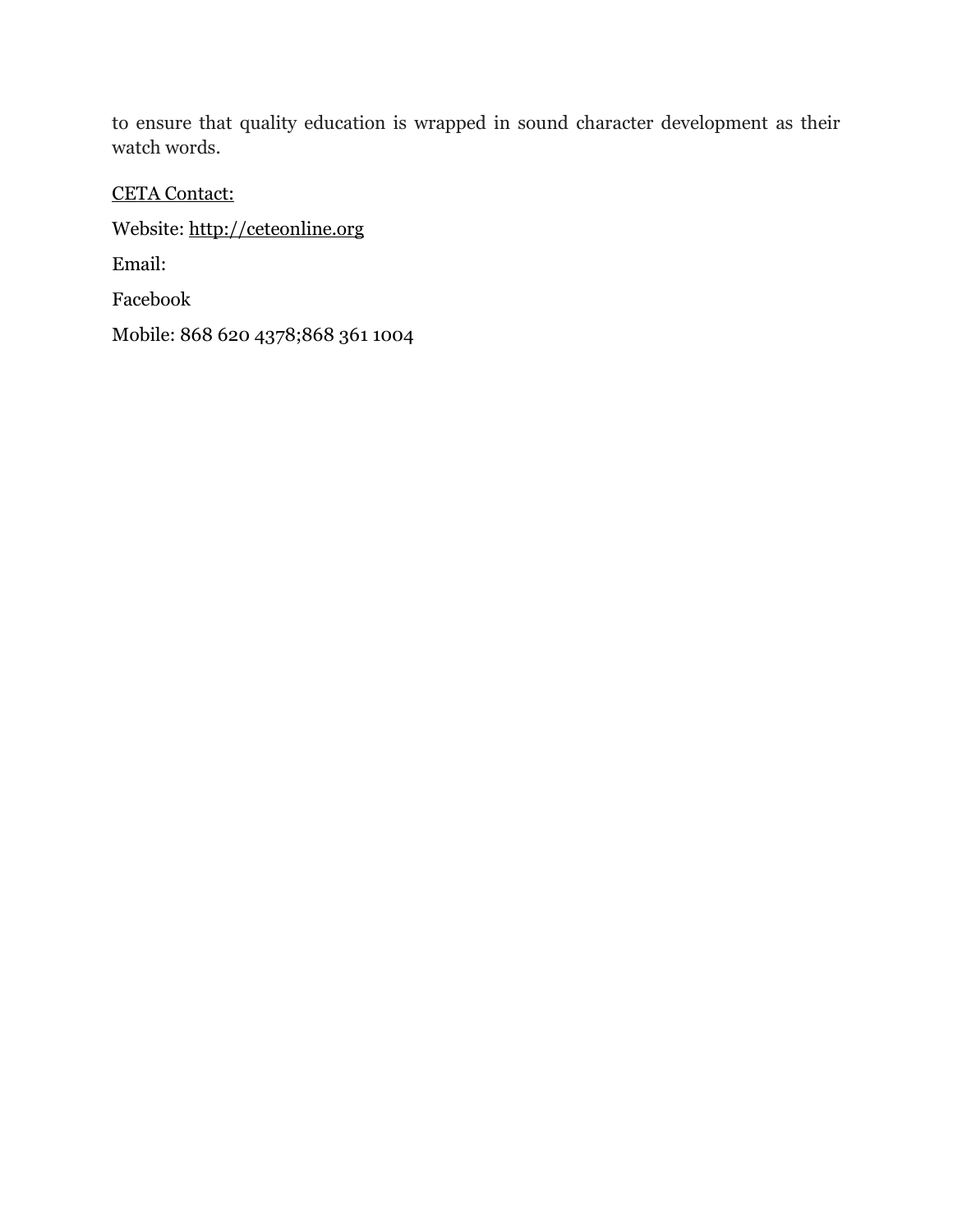to ensure that quality education is wrapped in sound character development as their watch words.

CETA Contact:

Website: http://ceteonline.org

Email:

Facebook

Mobile: 868 620 4378;868 361 1004